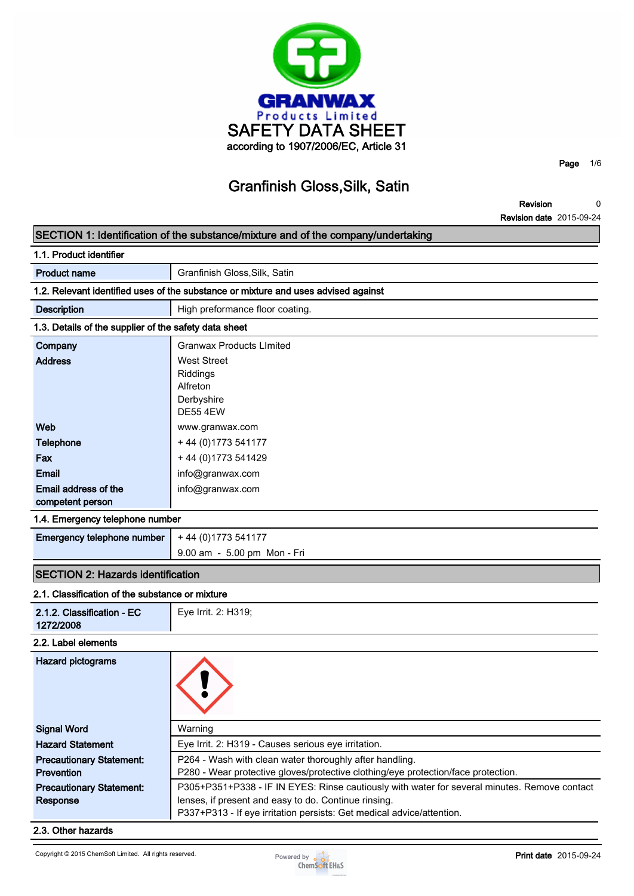# SAFETY DATA SHEET

according to 1907/2006/EC, Article 31

## Granfinish Gloss,Silk, Satin

**Revision** 0
**Revision date** 2015-09-24

## SECTION 1: Identification of the substance/mixture and of the company/undertaking

### 1.1. Product identifier

| | |
|---|---|
| **Product name** | Granfinish Gloss,Silk, Satin |

### 1.2. Relevant identified uses of the substance or mixture and uses advised against

| | |
|---|---|
| **Description** | High preformance floor coating. |

### 1.3. Details of the supplier of the safety data sheet

| | |
|---|---|
| **Company** | Granwax Products LImited |
| **Address** | West Street<br>Riddings<br>Alfreton<br>Derbyshire<br>DE55 4EW |
| **Web** | www.granwax.com |
| **Telephone** | + 44 (0)1773 541177 |
| **Fax** | + 44 (0)1773 541429 |
| **Email** | info@granwax.com |
| **Email address of the competent person** | info@granwax.com |

### 1.4. Emergency telephone number

| | |
|---|---|
| **Emergency telephone number** | + 44 (0)1773 541177<br>9.00 am - 5.00 pm Mon - Fri |

## SECTION 2: Hazards identification

### 2.1. Classification of the substance or mixture

| | |
|---|---|
| **2.1.2. Classification - EC 1272/2008** | Eye Irrit. 2: H319; |

### 2.2. Label elements

| | |
|---|---|
| **Hazard pictograms** | |
| **Signal Word** | Warning |
| **Hazard Statement** | Eye Irrit. 2: H319 - Causes serious eye irritation. |
| **Precautionary Statement: Prevention** | P264 - Wash with clean water thoroughly after handling.<br>P280 - Wear protective gloves/protective clothing/eye protection/face protection. |
| **Precautionary Statement: Response** | P305+P351+P338 - IF IN EYES: Rinse cautiously with water for several minutes. Remove contact lenses, if present and easy to do. Continue rinsing.<br>P337+P313 - If eye irritation persists: Get medical advice/attention. |

### 2.3. Other hazards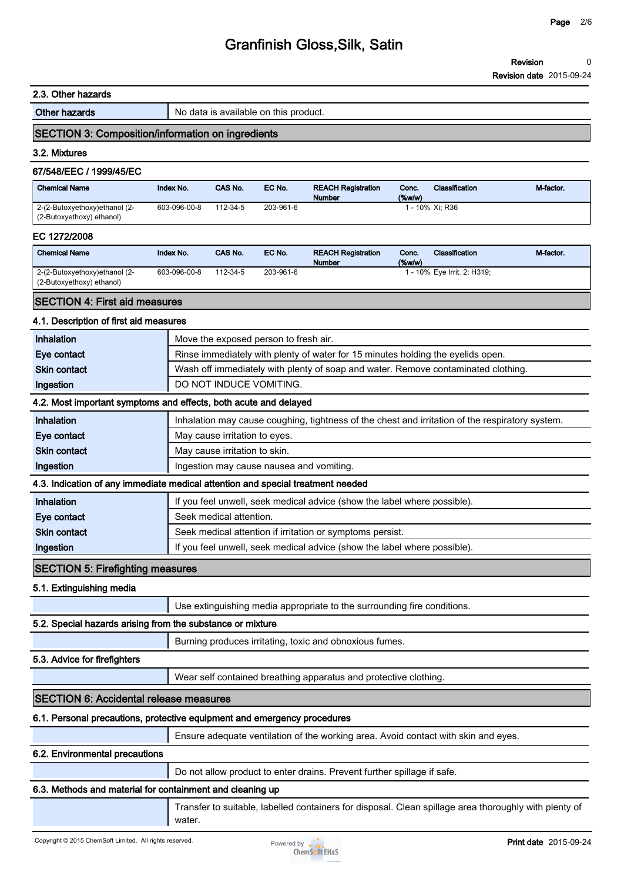### 2.3. Other hazards

| | |
|---|---|
| **Other hazards** | No data is available on this product. |

## SECTION 3: Composition/information on ingredients

### 3.2. Mixtures

**67/548/EEC / 1999/45/EC**

| Chemical Name | Index No. | CAS No. | EC No. | REACH Registration Number | Conc. (%w/w) | Classification | M-factor. |
|---|---|---|---|---|---|---|---|
| 2-(2-Butoxyethoxy)ethanol (2-(2-Butoxyethoxy) ethanol) | 603-096-00-8 | 112-34-5 | 203-961-6 | | 1 - 10% | Xi; R36 | |

**EC 1272/2008**

| Chemical Name | Index No. | CAS No. | EC No. | REACH Registration Number | Conc. (%w/w) | Classification | M-factor. |
|---|---|---|---|---|---|---|---|
| 2-(2-Butoxyethoxy)ethanol (2-(2-Butoxyethoxy) ethanol) | 603-096-00-8 | 112-34-5 | 203-961-6 | | 1 - 10% | Eye Irrit. 2: H319; | |

## SECTION 4: First aid measures

### 4.1. Description of first aid measures

| | |
|---|---|
| **Inhalation** | Move the exposed person to fresh air. |
| **Eye contact** | Rinse immediately with plenty of water for 15 minutes holding the eyelids open. |
| **Skin contact** | Wash off immediately with plenty of soap and water. Remove contaminated clothing. |
| **Ingestion** | DO NOT INDUCE VOMITING. |

### 4.2. Most important symptoms and effects, both acute and delayed

| | |
|---|---|
| **Inhalation** | Inhalation may cause coughing, tightness of the chest and irritation of the respiratory system. |
| **Eye contact** | May cause irritation to eyes. |
| **Skin contact** | May cause irritation to skin. |
| **Ingestion** | Ingestion may cause nausea and vomiting. |

### 4.3. Indication of any immediate medical attention and special treatment needed

| | |
|---|---|
| **Inhalation** | If you feel unwell, seek medical advice (show the label where possible). |
| **Eye contact** | Seek medical attention. |
| **Skin contact** | Seek medical attention if irritation or symptoms persist. |
| **Ingestion** | If you feel unwell, seek medical advice (show the label where possible). |

## SECTION 5: Firefighting measures

### 5.1. Extinguishing media

Use extinguishing media appropriate to the surrounding fire conditions.

### 5.2. Special hazards arising from the substance or mixture

Burning produces irritating, toxic and obnoxious fumes.

### 5.3. Advice for firefighters

Wear self contained breathing apparatus and protective clothing.

## SECTION 6: Accidental release measures

### 6.1. Personal precautions, protective equipment and emergency procedures

Ensure adequate ventilation of the working area. Avoid contact with skin and eyes.

### 6.2. Environmental precautions

Do not allow product to enter drains. Prevent further spillage if safe.

### 6.3. Methods and material for containment and cleaning up

Transfer to suitable, labelled containers for disposal. Clean spillage area thoroughly with plenty of water.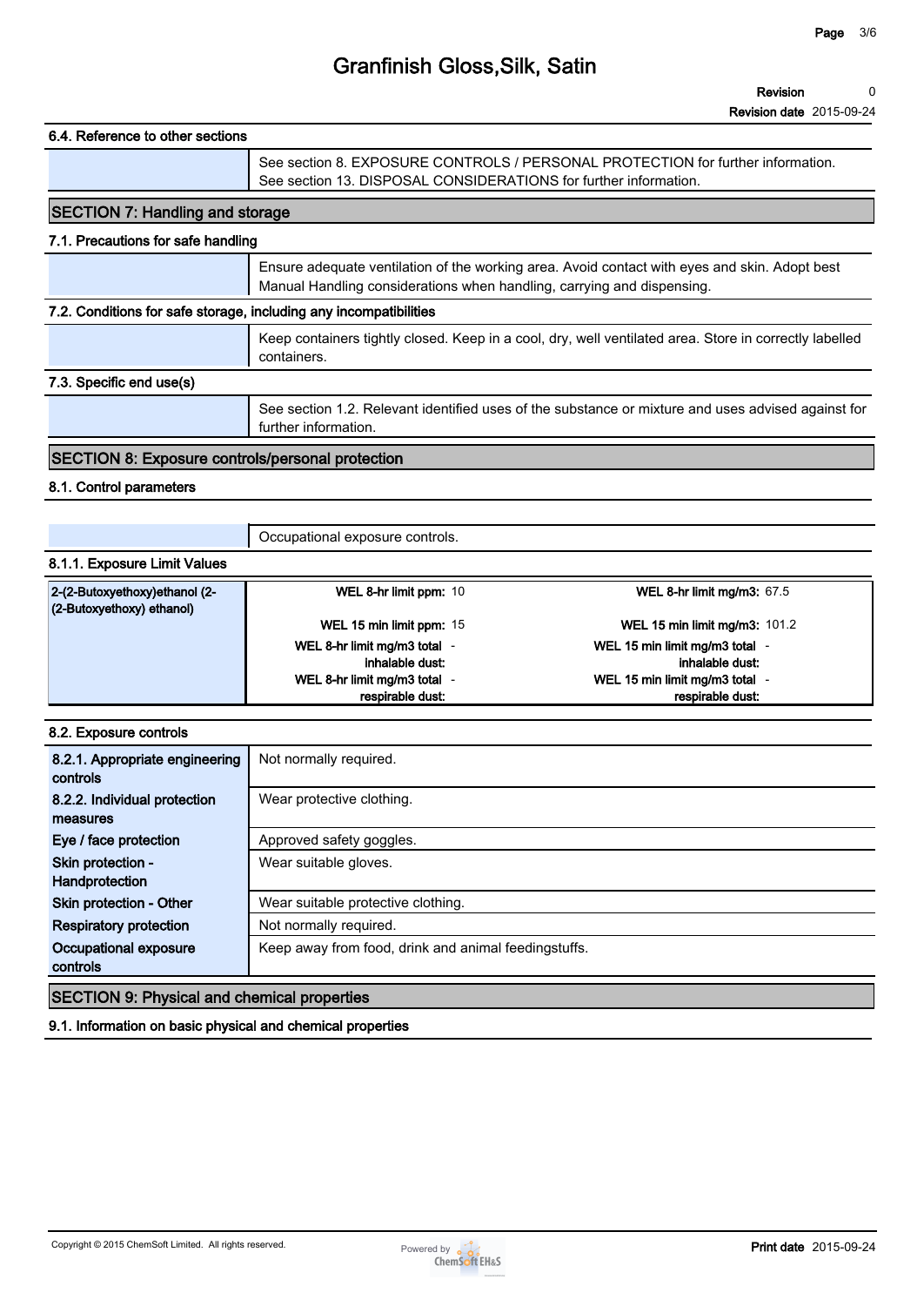### 6.4. Reference to other sections

See section 8. EXPOSURE CONTROLS / PERSONAL PROTECTION for further information.
See section 13. DISPOSAL CONSIDERATIONS for further information.

## SECTION 7: Handling and storage

### 7.1. Precautions for safe handling

Ensure adequate ventilation of the working area. Avoid contact with eyes and skin. Adopt best Manual Handling considerations when handling, carrying and dispensing.

### 7.2. Conditions for safe storage, including any incompatibilities

Keep containers tightly closed. Keep in a cool, dry, well ventilated area. Store in correctly labelled containers.

### 7.3. Specific end use(s)

See section 1.2. Relevant identified uses of the substance or mixture and uses advised against for further information.

## SECTION 8: Exposure controls/personal protection

### 8.1. Control parameters

Occupational exposure controls.

#### 8.1.1. Exposure Limit Values

| Substance | | | | |
|---|---|---|---|---|
| 2-(2-Butoxyethoxy)ethanol (2-(2-Butoxyethoxy) ethanol) | **WEL 8-hr limit ppm:** | 10 | **WEL 8-hr limit mg/m3:** | 67.5 |
| | **WEL 15 min limit ppm:** | 15 | **WEL 15 min limit mg/m3:** | 101.2 |
| | **WEL 8-hr limit mg/m3 total inhalable dust:** | - | **WEL 15 min limit mg/m3 total inhalable dust:** | - |
| | **WEL 8-hr limit mg/m3 total respirable dust:** | - | **WEL 15 min limit mg/m3 total respirable dust:** | - |

### 8.2. Exposure controls

| | |
|---|---|
| **8.2.1. Appropriate engineering controls** | Not normally required. |
| **8.2.2. Individual protection measures** | Wear protective clothing. |
| **Eye / face protection** | Approved safety goggles. |
| **Skin protection - Handprotection** | Wear suitable gloves. |
| **Skin protection - Other** | Wear suitable protective clothing. |
| **Respiratory protection** | Not normally required. |
| **Occupational exposure controls** | Keep away from food, drink and animal feedingstuffs. |

## SECTION 9: Physical and chemical properties

### 9.1. Information on basic physical and chemical properties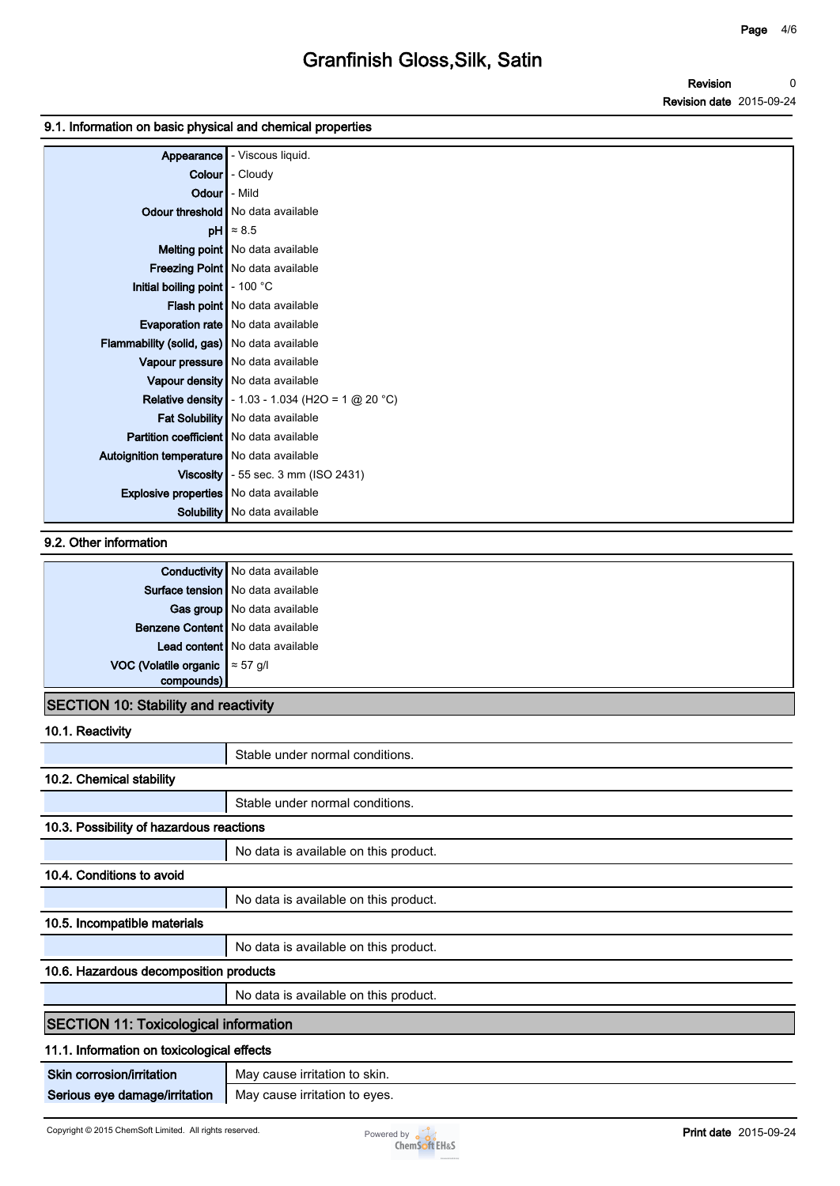### 9.1. Information on basic physical and chemical properties

| Property | Value |
|---|---|
| Appearance | - Viscous liquid. |
| Colour | - Cloudy |
| Odour | - Mild |
| Odour threshold | No data available |
| pH | ≈ 8.5 |
| Melting point | No data available |
| Freezing Point | No data available |
| Initial boiling point | - 100 °C |
| Flash point | No data available |
| Evaporation rate | No data available |
| Flammability (solid, gas) | No data available |
| Vapour pressure | No data available |
| Vapour density | No data available |
| Relative density | - 1.03 - 1.034 (H2O = 1 @ 20 °C) |
| Fat Solubility | No data available |
| Partition coefficient | No data available |
| Autoignition temperature | No data available |
| Viscosity | - 55 sec. 3 mm (ISO 2431) |
| Explosive properties | No data available |
| Solubility | No data available |

### 9.2. Other information

| Property | Value |
|---|---|
| Conductivity | No data available |
| Surface tension | No data available |
| Gas group | No data available |
| Benzene Content | No data available |
| Lead content | No data available |
| VOC (Volatile organic compounds) | ≈ 57 g/l |

## SECTION 10: Stability and reactivity

### 10.1. Reactivity

Stable under normal conditions.

### 10.2. Chemical stability

Stable under normal conditions.

### 10.3. Possibility of hazardous reactions

No data is available on this product.

### 10.4. Conditions to avoid

No data is available on this product.

### 10.5. Incompatible materials

No data is available on this product.

### 10.6. Hazardous decomposition products

No data is available on this product.

## SECTION 11: Toxicological information

### 11.1. Information on toxicological effects

| Effect | Information |
|---|---|
| Skin corrosion/irritation | May cause irritation to skin. |
| Serious eye damage/irritation | May cause irritation to eyes. |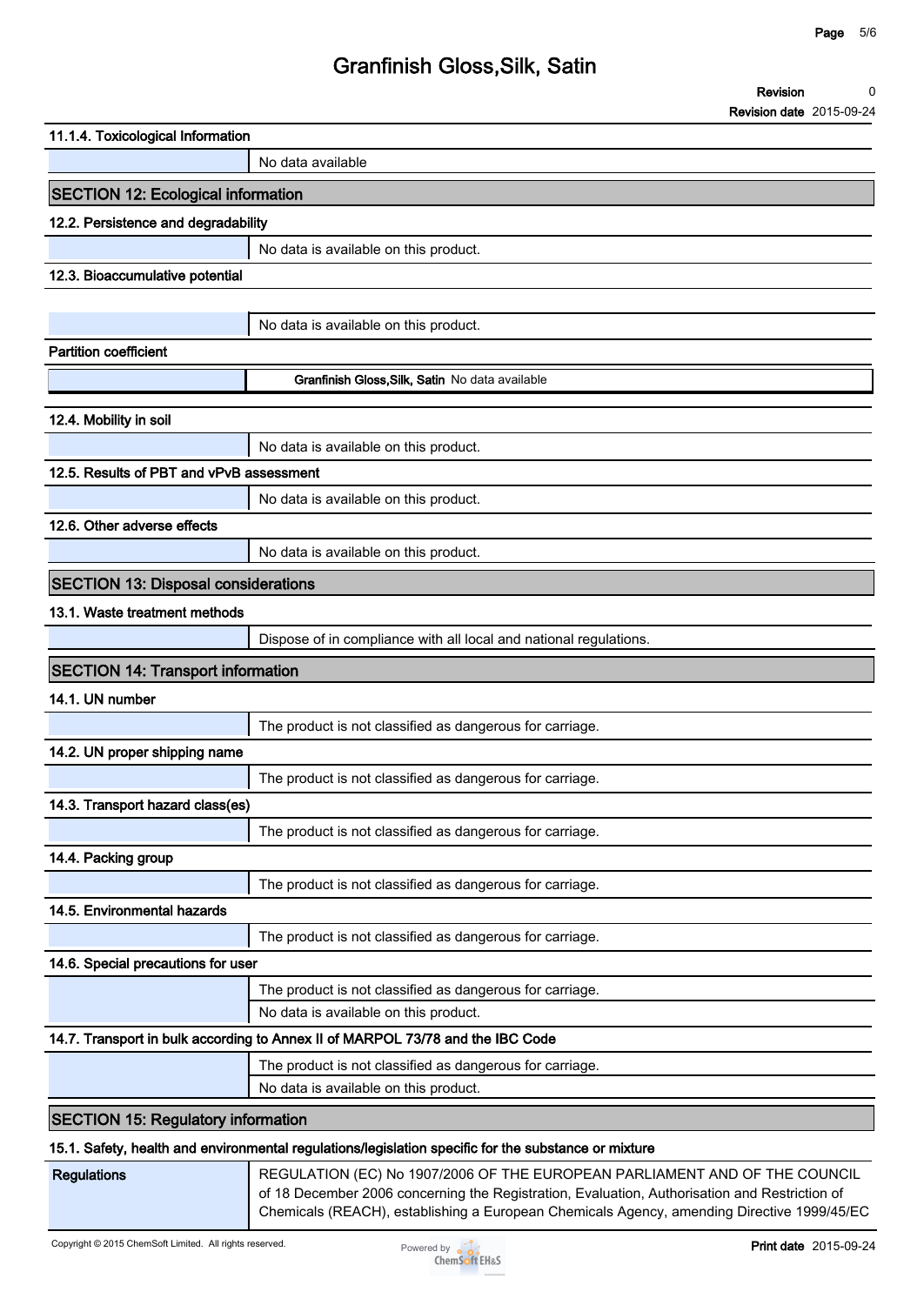### 11.1.4. Toxicological Information

| | |
|---|---|
| | No data available |

## SECTION 12: Ecological information

### 12.2. Persistence and degradability

| | |
|---|---|
| | No data is available on this product. |

### 12.3. Bioaccumulative potential

| | |
|---|---|
| | No data is available on this product. |

**Partition coefficient**

| | |
|---|---|
| | **Granfinish Gloss,Silk, Satin** No data available |

### 12.4. Mobility in soil

| | |
|---|---|
| | No data is available on this product. |

### 12.5. Results of PBT and vPvB assessment

| | |
|---|---|
| | No data is available on this product. |

### 12.6. Other adverse effects

| | |
|---|---|
| | No data is available on this product. |

## SECTION 13: Disposal considerations

### 13.1. Waste treatment methods

| | |
|---|---|
| | Dispose of in compliance with all local and national regulations. |

## SECTION 14: Transport information

### 14.1. UN number

| | |
|---|---|
| | The product is not classified as dangerous for carriage. |

### 14.2. UN proper shipping name

| | |
|---|---|
| | The product is not classified as dangerous for carriage. |

### 14.3. Transport hazard class(es)

| | |
|---|---|
| | The product is not classified as dangerous for carriage. |

### 14.4. Packing group

| | |
|---|---|
| | The product is not classified as dangerous for carriage. |

### 14.5. Environmental hazards

| | |
|---|---|
| | The product is not classified as dangerous for carriage. |

### 14.6. Special precautions for user

| | |
|---|---|
| | The product is not classified as dangerous for carriage. |
| | No data is available on this product. |

### 14.7. Transport in bulk according to Annex II of MARPOL 73/78 and the IBC Code

| | |
|---|---|
| | The product is not classified as dangerous for carriage. |
| | No data is available on this product. |

## SECTION 15: Regulatory information

### 15.1. Safety, health and environmental regulations/legislation specific for the substance or mixture

| | |
|---|---|
| **Regulations** | REGULATION (EC) No 1907/2006 OF THE EUROPEAN PARLIAMENT AND OF THE COUNCIL of 18 December 2006 concerning the Registration, Evaluation, Authorisation and Restriction of Chemicals (REACH), establishing a European Chemicals Agency, amending Directive 1999/45/EC |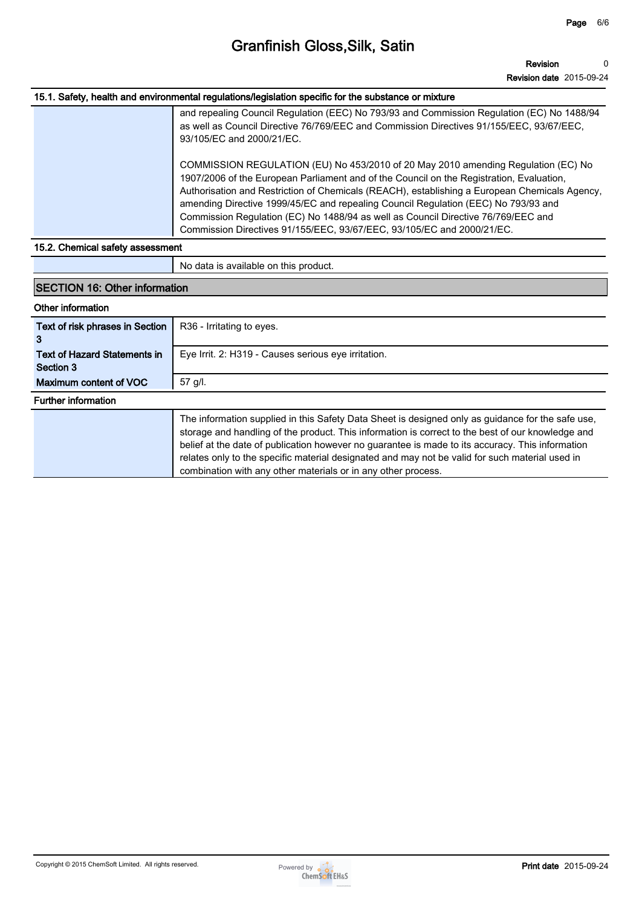#### 15.1. Safety, health and environmental regulations/legislation specific for the substance or mixture

| | |
|---|---|
| | and repealing Council Regulation (EEC) No 793/93 and Commission Regulation (EC) No 1488/94 as well as Council Directive 76/769/EEC and Commission Directives 91/155/EEC, 93/67/EEC, 93/105/EC and 2000/21/EC.<br><br>COMMISSION REGULATION (EU) No 453/2010 of 20 May 2010 amending Regulation (EC) No 1907/2006 of the European Parliament and of the Council on the Registration, Evaluation, Authorisation and Restriction of Chemicals (REACH), establishing a European Chemicals Agency, amending Directive 1999/45/EC and repealing Council Regulation (EEC) No 793/93 and Commission Regulation (EC) No 1488/94 as well as Council Directive 76/769/EEC and Commission Directives 91/155/EEC, 93/67/EEC, 93/105/EC and 2000/21/EC. |

#### 15.2. Chemical safety assessment

| | |
|---|---|
| | No data is available on this product. |

## SECTION 16: Other information

#### Other information

| | |
|---|---|
| **Text of risk phrases in Section 3** | R36 - Irritating to eyes. |
| **Text of Hazard Statements in Section 3** | Eye Irrit. 2: H319 - Causes serious eye irritation. |
| **Maximum content of VOC** | 57 g/l. |

#### Further information

| | |
|---|---|
| | The information supplied in this Safety Data Sheet is designed only as guidance for the safe use, storage and handling of the product. This information is correct to the best of our knowledge and belief at the date of publication however no guarantee is made to its accuracy. This information relates only to the specific material designated and may not be valid for such material used in combination with any other materials or in any other process. |